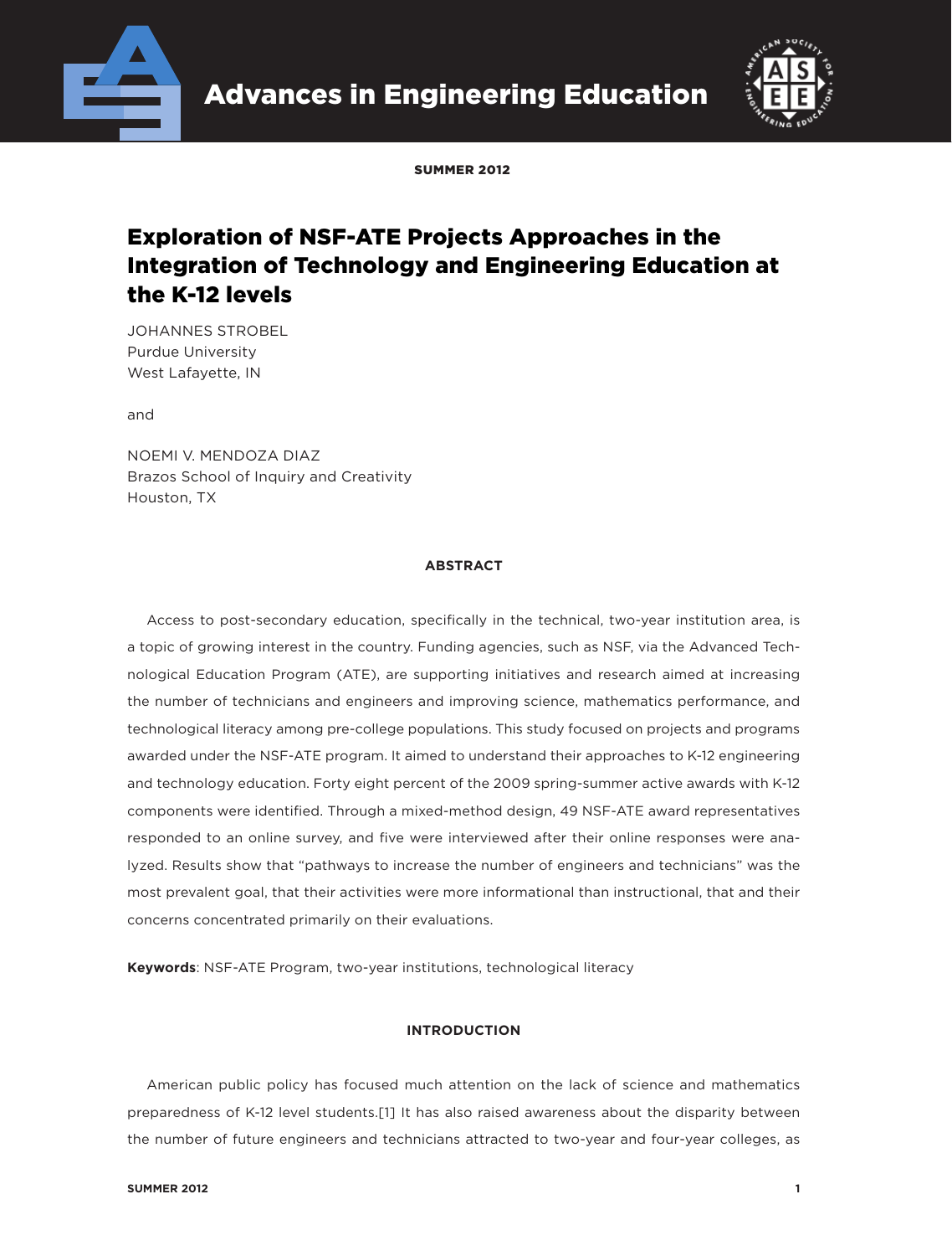SUMMER 2012

# Exploration of NSF-ATE Projects Approaches in the Integration of Technology and Engineering Education at the K-12 levels

JOHANNES STROBEL
Purdue University
West Lafayette, IN

and

NOEMI V. MENDOZA DIAZ
Brazos School of Inquiry and Creativity
Houston, TX

## ABSTRACT

Access to post-secondary education, specifically in the technical, two-year institution area, is a topic of growing interest in the country. Funding agencies, such as NSF, via the Advanced Technological Education Program (ATE), are supporting initiatives and research aimed at increasing the number of technicians and engineers and improving science, mathematics performance, and technological literacy among pre-college populations. This study focused on projects and programs awarded under the NSF-ATE program. It aimed to understand their approaches to K-12 engineering and technology education. Forty eight percent of the 2009 spring-summer active awards with K-12 components were identified. Through a mixed-method design, 49 NSF-ATE award representatives responded to an online survey, and five were interviewed after their online responses were analyzed. Results show that "pathways to increase the number of engineers and technicians" was the most prevalent goal, that their activities were more informational than instructional, that and their concerns concentrated primarily on their evaluations.

**Keywords**: NSF-ATE Program, two-year institutions, technological literacy

## INTRODUCTION

American public policy has focused much attention on the lack of science and mathematics preparedness of K-12 level students.[1] It has also raised awareness about the disparity between the number of future engineers and technicians attracted to two-year and four-year colleges, as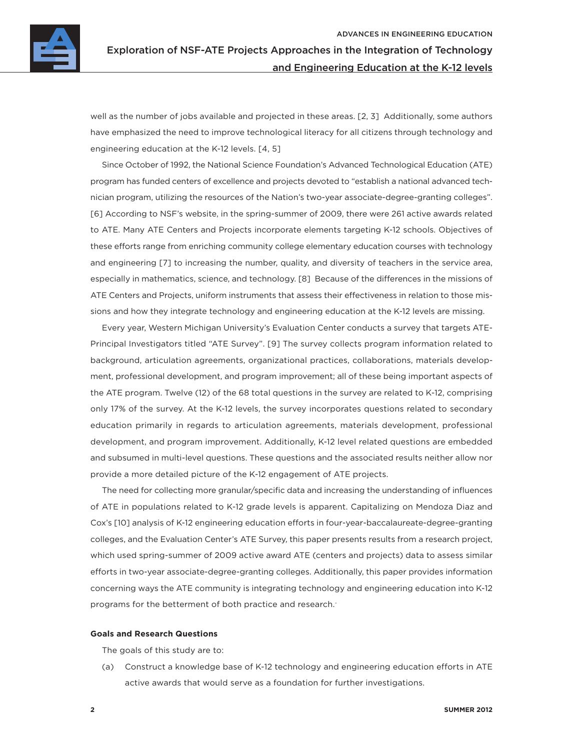well as the number of jobs available and projected in these areas. [2, 3] Additionally, some authors have emphasized the need to improve technological literacy for all citizens through technology and engineering education at the K-12 levels. [4, 5]

Since October of 1992, the National Science Foundation's Advanced Technological Education (ATE) program has funded centers of excellence and projects devoted to "establish a national advanced technician program, utilizing the resources of the Nation's two-year associate-degree-granting colleges". [6] According to NSF's website, in the spring-summer of 2009, there were 261 active awards related to ATE. Many ATE Centers and Projects incorporate elements targeting K-12 schools. Objectives of these efforts range from enriching community college elementary education courses with technology and engineering [7] to increasing the number, quality, and diversity of teachers in the service area, especially in mathematics, science, and technology. [8] Because of the differences in the missions of ATE Centers and Projects, uniform instruments that assess their effectiveness in relation to those missions and how they integrate technology and engineering education at the K-12 levels are missing.

Every year, Western Michigan University's Evaluation Center conducts a survey that targets ATE-Principal Investigators titled "ATE Survey". [9] The survey collects program information related to background, articulation agreements, organizational practices, collaborations, materials development, professional development, and program improvement; all of these being important aspects of the ATE program. Twelve (12) of the 68 total questions in the survey are related to K-12, comprising only 17% of the survey. At the K-12 levels, the survey incorporates questions related to secondary education primarily in regards to articulation agreements, materials development, professional development, and program improvement. Additionally, K-12 level related questions are embedded and subsumed in multi-level questions. These questions and the associated results neither allow nor provide a more detailed picture of the K-12 engagement of ATE projects.

The need for collecting more granular/specific data and increasing the understanding of influences of ATE in populations related to K-12 grade levels is apparent. Capitalizing on Mendoza Diaz and Cox's [10] analysis of K-12 engineering education efforts in four-year-baccalaureate-degree-granting colleges, and the Evaluation Center's ATE Survey, this paper presents results from a research project, which used spring-summer of 2009 active award ATE (centers and projects) data to assess similar efforts in two-year associate-degree-granting colleges. Additionally, this paper provides information concerning ways the ATE community is integrating technology and engineering education into K-12 programs for the betterment of both practice and research.

**Goals and Research Questions**

The goals of this study are to:

(a) Construct a knowledge base of K-12 technology and engineering education efforts in ATE active awards that would serve as a foundation for further investigations.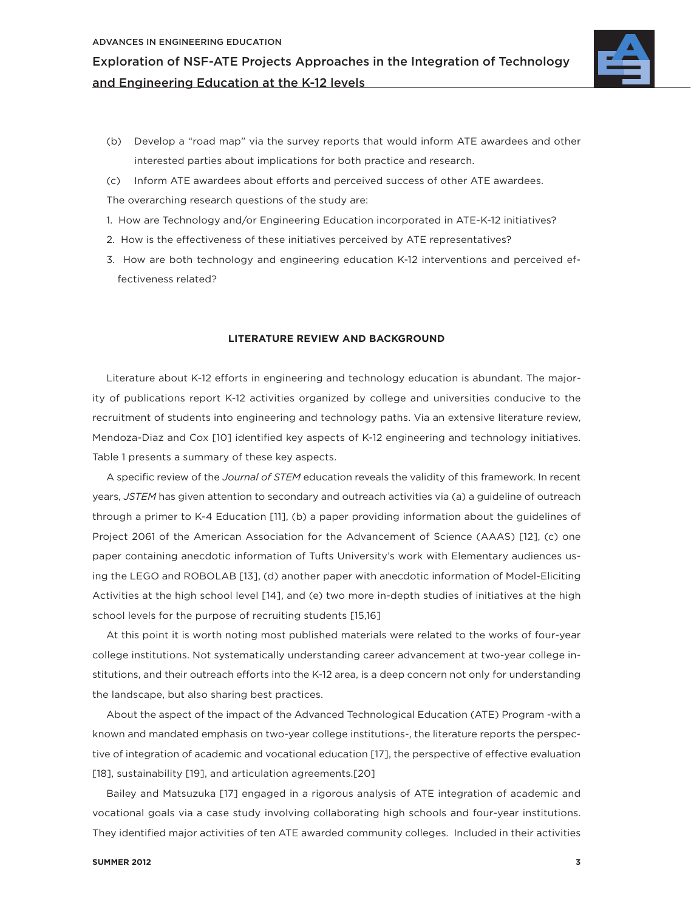(b) Develop a "road map" via the survey reports that would inform ATE awardees and other interested parties about implications for both practice and research.

(c) Inform ATE awardees about efforts and perceived success of other ATE awardees.

The overarching research questions of the study are:

1. How are Technology and/or Engineering Education incorporated in ATE-K-12 initiatives?
2. How is the effectiveness of these initiatives perceived by ATE representatives?
3. How are both technology and engineering education K-12 interventions and perceived effectiveness related?

## LITERATURE REVIEW AND BACKGROUND

Literature about K-12 efforts in engineering and technology education is abundant. The majority of publications report K-12 activities organized by college and universities conducive to the recruitment of students into engineering and technology paths. Via an extensive literature review, Mendoza-Diaz and Cox [10] identified key aspects of K-12 engineering and technology initiatives. Table 1 presents a summary of these key aspects.

A specific review of the *Journal of STEM* education reveals the validity of this framework. In recent years, *JSTEM* has given attention to secondary and outreach activities via (a) a guideline of outreach through a primer to K-4 Education [11], (b) a paper providing information about the guidelines of Project 2061 of the American Association for the Advancement of Science (AAAS) [12], (c) one paper containing anecdotic information of Tufts University's work with Elementary audiences using the LEGO and ROBOLAB [13], (d) another paper with anecdotic information of Model-Eliciting Activities at the high school level [14], and (e) two more in-depth studies of initiatives at the high school levels for the purpose of recruiting students [15,16]

At this point it is worth noting most published materials were related to the works of four-year college institutions. Not systematically understanding career advancement at two-year college institutions, and their outreach efforts into the K-12 area, is a deep concern not only for understanding the landscape, but also sharing best practices.

About the aspect of the impact of the Advanced Technological Education (ATE) Program -with a known and mandated emphasis on two-year college institutions-, the literature reports the perspective of integration of academic and vocational education [17], the perspective of effective evaluation [18], sustainability [19], and articulation agreements.[20]

Bailey and Matsuzuka [17] engaged in a rigorous analysis of ATE integration of academic and vocational goals via a case study involving collaborating high schools and four-year institutions. They identified major activities of ten ATE awarded community colleges. Included in their activities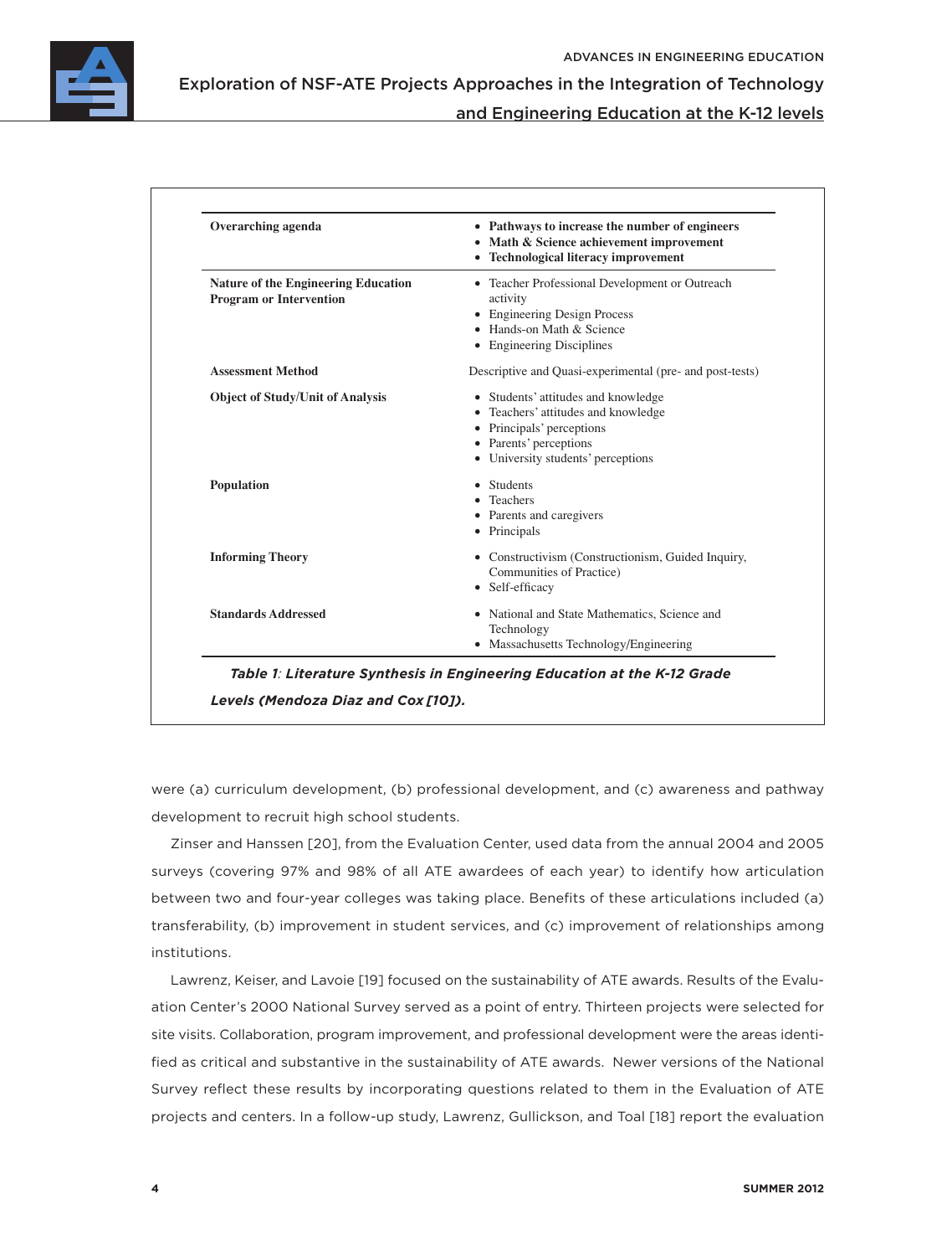| | |
|---|---|
| **Overarching agenda** | • **Pathways to increase the number of engineers**<br>• **Math & Science achievement improvement**<br>• **Technological literacy improvement** |
| **Nature of the Engineering Education Program or Intervention** | • Teacher Professional Development or Outreach activity<br>• Engineering Design Process<br>• Hands-on Math & Science<br>• Engineering Disciplines |
| **Assessment Method** | Descriptive and Quasi-experimental (pre- and post-tests) |
| **Object of Study/Unit of Analysis** | • Students' attitudes and knowledge<br>• Teachers' attitudes and knowledge<br>• Principals' perceptions<br>• Parents' perceptions<br>• University students' perceptions |
| **Population** | • Students<br>• Teachers<br>• Parents and caregivers<br>• Principals |
| **Informing Theory** | • Constructivism (Constructionism, Guided Inquiry, Communities of Practice)<br>• Self-efficacy |
| **Standards Addressed** | • National and State Mathematics, Science and Technology<br>• Massachusetts Technology/Engineering |

***Table 1**: Literature Synthesis in Engineering Education at the K-12 Grade Levels (Mendoza Diaz and Cox [10]).*

were (a) curriculum development, (b) professional development, and (c) awareness and pathway development to recruit high school students.

Zinser and Hanssen [20], from the Evaluation Center, used data from the annual 2004 and 2005 surveys (covering 97% and 98% of all ATE awardees of each year) to identify how articulation between two and four-year colleges was taking place. Benefits of these articulations included (a) transferability, (b) improvement in student services, and (c) improvement of relationships among institutions.

Lawrenz, Keiser, and Lavoie [19] focused on the sustainability of ATE awards. Results of the Evaluation Center's 2000 National Survey served as a point of entry. Thirteen projects were selected for site visits. Collaboration, program improvement, and professional development were the areas identified as critical and substantive in the sustainability of ATE awards. Newer versions of the National Survey reflect these results by incorporating questions related to them in the Evaluation of ATE projects and centers. In a follow-up study, Lawrenz, Gullickson, and Toal [18] report the evaluation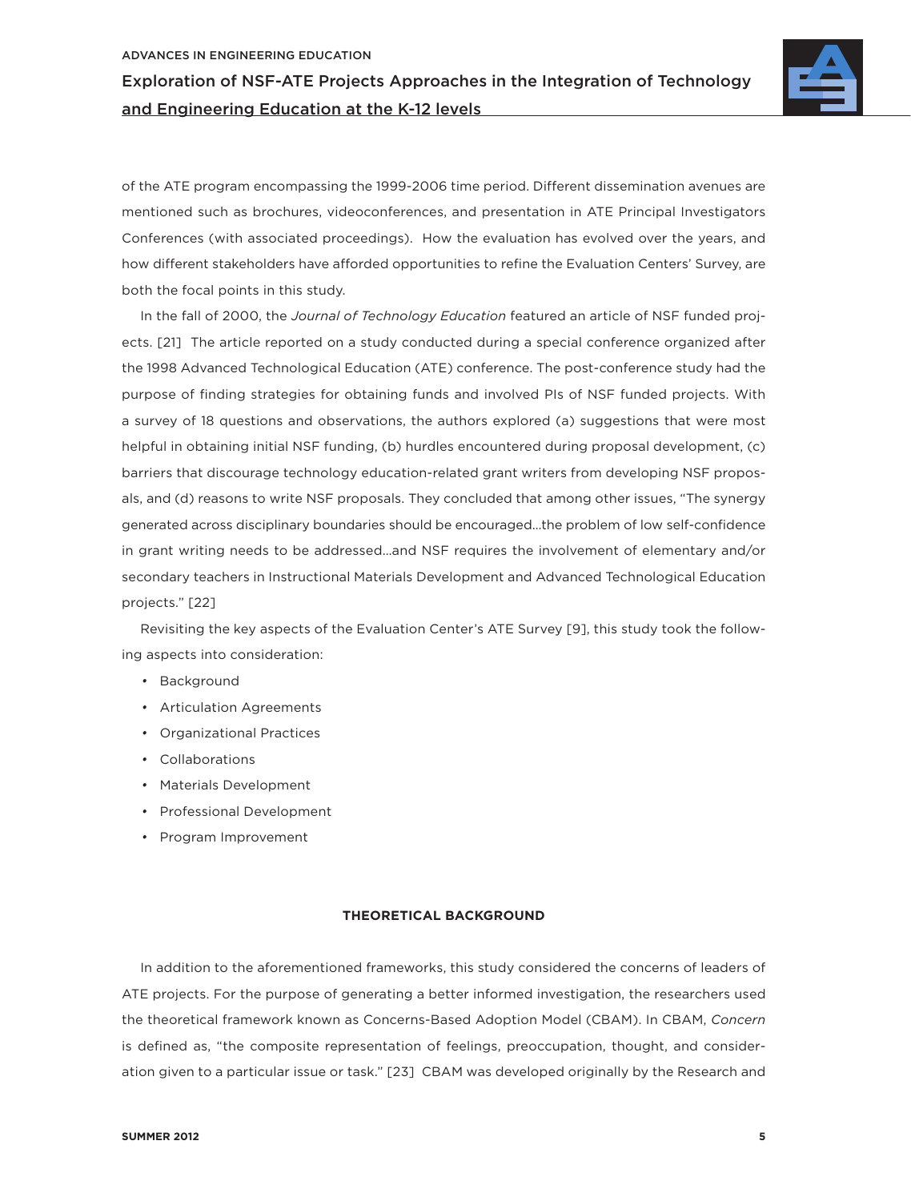of the ATE program encompassing the 1999-2006 time period. Different dissemination avenues are mentioned such as brochures, videoconferences, and presentation in ATE Principal Investigators Conferences (with associated proceedings). How the evaluation has evolved over the years, and how different stakeholders have afforded opportunities to refine the Evaluation Centers' Survey, are both the focal points in this study.

In the fall of 2000, the *Journal of Technology Education* featured an article of NSF funded projects. [21] The article reported on a study conducted during a special conference organized after the 1998 Advanced Technological Education (ATE) conference. The post-conference study had the purpose of finding strategies for obtaining funds and involved PIs of NSF funded projects. With a survey of 18 questions and observations, the authors explored (a) suggestions that were most helpful in obtaining initial NSF funding, (b) hurdles encountered during proposal development, (c) barriers that discourage technology education-related grant writers from developing NSF proposals, and (d) reasons to write NSF proposals. They concluded that among other issues, "The synergy generated across disciplinary boundaries should be encouraged…the problem of low self-confidence in grant writing needs to be addressed…and NSF requires the involvement of elementary and/or secondary teachers in Instructional Materials Development and Advanced Technological Education projects." [22]

Revisiting the key aspects of the Evaluation Center's ATE Survey [9], this study took the following aspects into consideration:

- Background
- Articulation Agreements
- Organizational Practices
- Collaborations
- Materials Development
- Professional Development
- Program Improvement

## THEORETICAL BACKGROUND

In addition to the aforementioned frameworks, this study considered the concerns of leaders of ATE projects. For the purpose of generating a better informed investigation, the researchers used the theoretical framework known as Concerns-Based Adoption Model (CBAM). In CBAM, *Concern* is defined as, "the composite representation of feelings, preoccupation, thought, and consideration given to a particular issue or task." [23] CBAM was developed originally by the Research and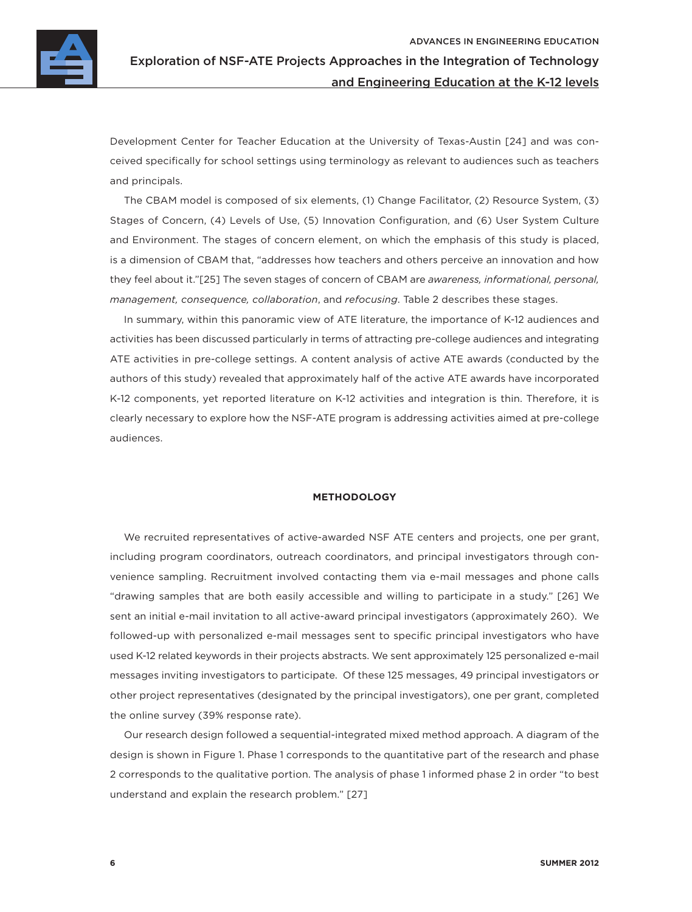Development Center for Teacher Education at the University of Texas-Austin [24] and was conceived specifically for school settings using terminology as relevant to audiences such as teachers and principals.

The CBAM model is composed of six elements, (1) Change Facilitator, (2) Resource System, (3) Stages of Concern, (4) Levels of Use, (5) Innovation Configuration, and (6) User System Culture and Environment. The stages of concern element, on which the emphasis of this study is placed, is a dimension of CBAM that, "addresses how teachers and others perceive an innovation and how they feel about it."[25] The seven stages of concern of CBAM are *awareness, informational, personal, management, consequence, collaboration*, and *refocusing*. Table 2 describes these stages.

In summary, within this panoramic view of ATE literature, the importance of K-12 audiences and activities has been discussed particularly in terms of attracting pre-college audiences and integrating ATE activities in pre-college settings. A content analysis of active ATE awards (conducted by the authors of this study) revealed that approximately half of the active ATE awards have incorporated K-12 components, yet reported literature on K-12 activities and integration is thin. Therefore, it is clearly necessary to explore how the NSF-ATE program is addressing activities aimed at pre-college audiences.

## METHODOLOGY

We recruited representatives of active-awarded NSF ATE centers and projects, one per grant, including program coordinators, outreach coordinators, and principal investigators through convenience sampling. Recruitment involved contacting them via e-mail messages and phone calls "drawing samples that are both easily accessible and willing to participate in a study." [26] We sent an initial e-mail invitation to all active-award principal investigators (approximately 260). We followed-up with personalized e-mail messages sent to specific principal investigators who have used K-12 related keywords in their projects abstracts. We sent approximately 125 personalized e-mail messages inviting investigators to participate. Of these 125 messages, 49 principal investigators or other project representatives (designated by the principal investigators), one per grant, completed the online survey (39% response rate).

Our research design followed a sequential-integrated mixed method approach. A diagram of the design is shown in Figure 1. Phase 1 corresponds to the quantitative part of the research and phase 2 corresponds to the qualitative portion. The analysis of phase 1 informed phase 2 in order "to best understand and explain the research problem." [27]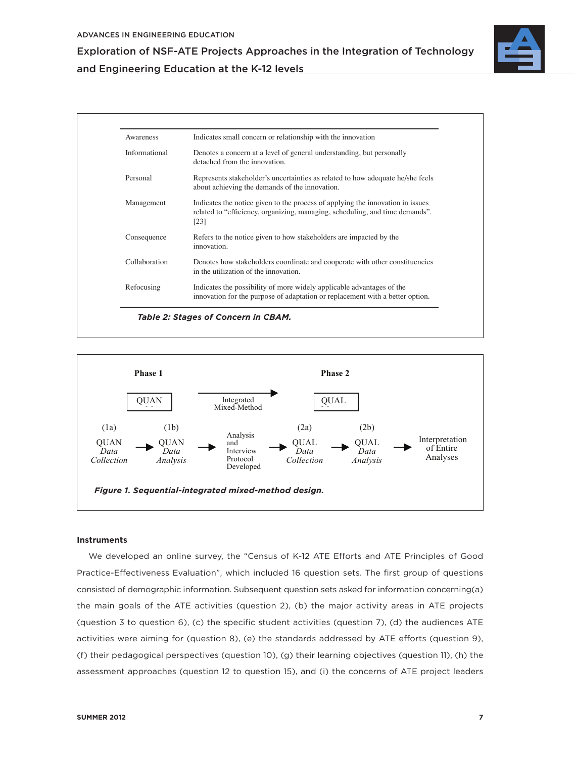| | |
|---|---|
| Awareness | Indicates small concern or relationship with the innovation |
| Informational | Denotes a concern at a level of general understanding, but personally detached from the innovation. |
| Personal | Represents stakeholder's uncertainties as related to how adequate he/she feels about achieving the demands of the innovation. |
| Management | Indicates the notice given to the process of applying the innovation in issues related to "efficiency, organizing, managing, scheduling, and time demands". [23] |
| Consequence | Refers to the notice given to how stakeholders are impacted by the innovation. |
| Collaboration | Denotes how stakeholders coordinate and cooperate with other constituencies in the utilization of the innovation. |
| Refocusing | Indicates the possibility of more widely applicable advantages of the innovation for the purpose of adaptation or replacement with a better option. |

***Table 2: Stages of Concern in CBAM.***

**Phase 1** — QUAN → Integrated Mixed-Method → **Phase 2** — QUAL

(1a) QUAN *Data Collection* → (1b) QUAN *Data Analysis* → Analysis and Interview Protocol Developed → (2a) QUAL *Data Collection* → (2b) QUAL *Data Analysis* → Interpretation of Entire Analyses

***Figure 1. Sequential-integrated mixed-method design.***

### Instruments

We developed an online survey, the "Census of K-12 ATE Efforts and ATE Principles of Good Practice-Effectiveness Evaluation", which included 16 question sets. The first group of questions consisted of demographic information. Subsequent question sets asked for information concerning(a) the main goals of the ATE activities (question 2), (b) the major activity areas in ATE projects (question 3 to question 6), (c) the specific student activities (question 7), (d) the audiences ATE activities were aiming for (question 8), (e) the standards addressed by ATE efforts (question 9), (f) their pedagogical perspectives (question 10), (g) their learning objectives (question 11), (h) the assessment approaches (question 12 to question 15), and (i) the concerns of ATE project leaders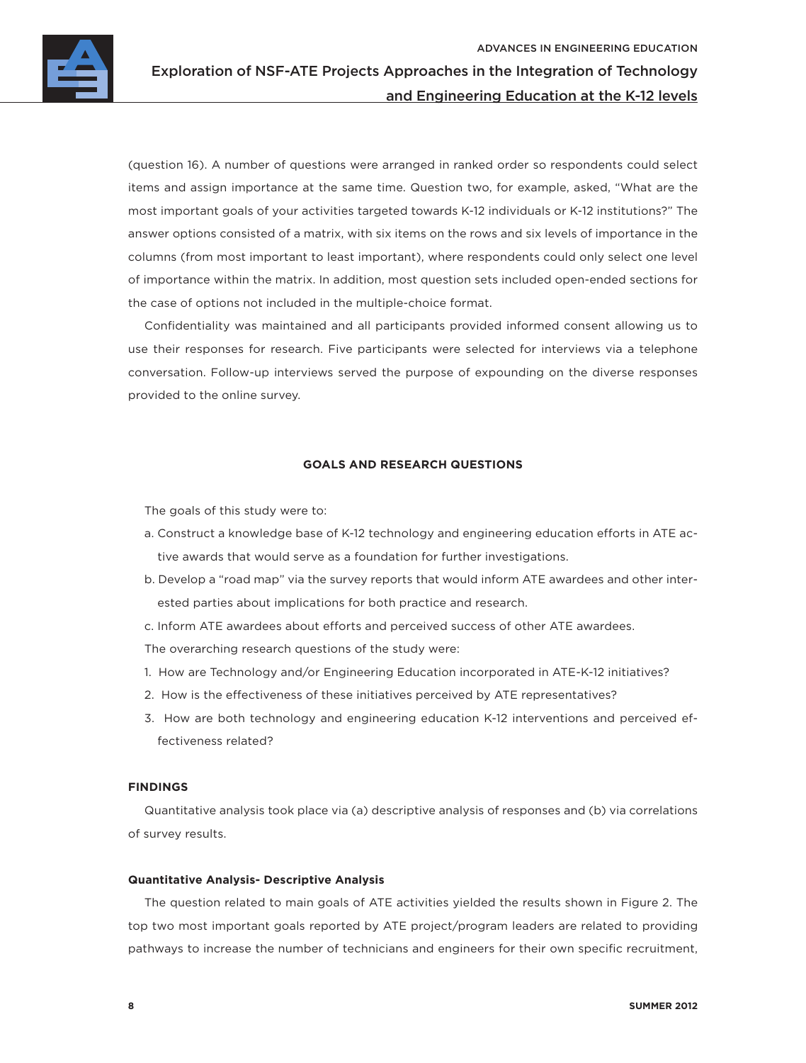(question 16). A number of questions were arranged in ranked order so respondents could select items and assign importance at the same time. Question two, for example, asked, "What are the most important goals of your activities targeted towards K-12 individuals or K-12 institutions?" The answer options consisted of a matrix, with six items on the rows and six levels of importance in the columns (from most important to least important), where respondents could only select one level of importance within the matrix. In addition, most question sets included open-ended sections for the case of options not included in the multiple-choice format.

Confidentiality was maintained and all participants provided informed consent allowing us to use their responses for research. Five participants were selected for interviews via a telephone conversation. Follow-up interviews served the purpose of expounding on the diverse responses provided to the online survey.

## GOALS AND RESEARCH QUESTIONS

The goals of this study were to:

a. Construct a knowledge base of K-12 technology and engineering education efforts in ATE active awards that would serve as a foundation for further investigations.

b. Develop a "road map" via the survey reports that would inform ATE awardees and other interested parties about implications for both practice and research.

c. Inform ATE awardees about efforts and perceived success of other ATE awardees.

The overarching research questions of the study were:

1. How are Technology and/or Engineering Education incorporated in ATE-K-12 initiatives?
2. How is the effectiveness of these initiatives perceived by ATE representatives?
3. How are both technology and engineering education K-12 interventions and perceived effectiveness related?

## FINDINGS

Quantitative analysis took place via (a) descriptive analysis of responses and (b) via correlations of survey results.

### Quantitative Analysis- Descriptive Analysis

The question related to main goals of ATE activities yielded the results shown in Figure 2. The top two most important goals reported by ATE project/program leaders are related to providing pathways to increase the number of technicians and engineers for their own specific recruitment,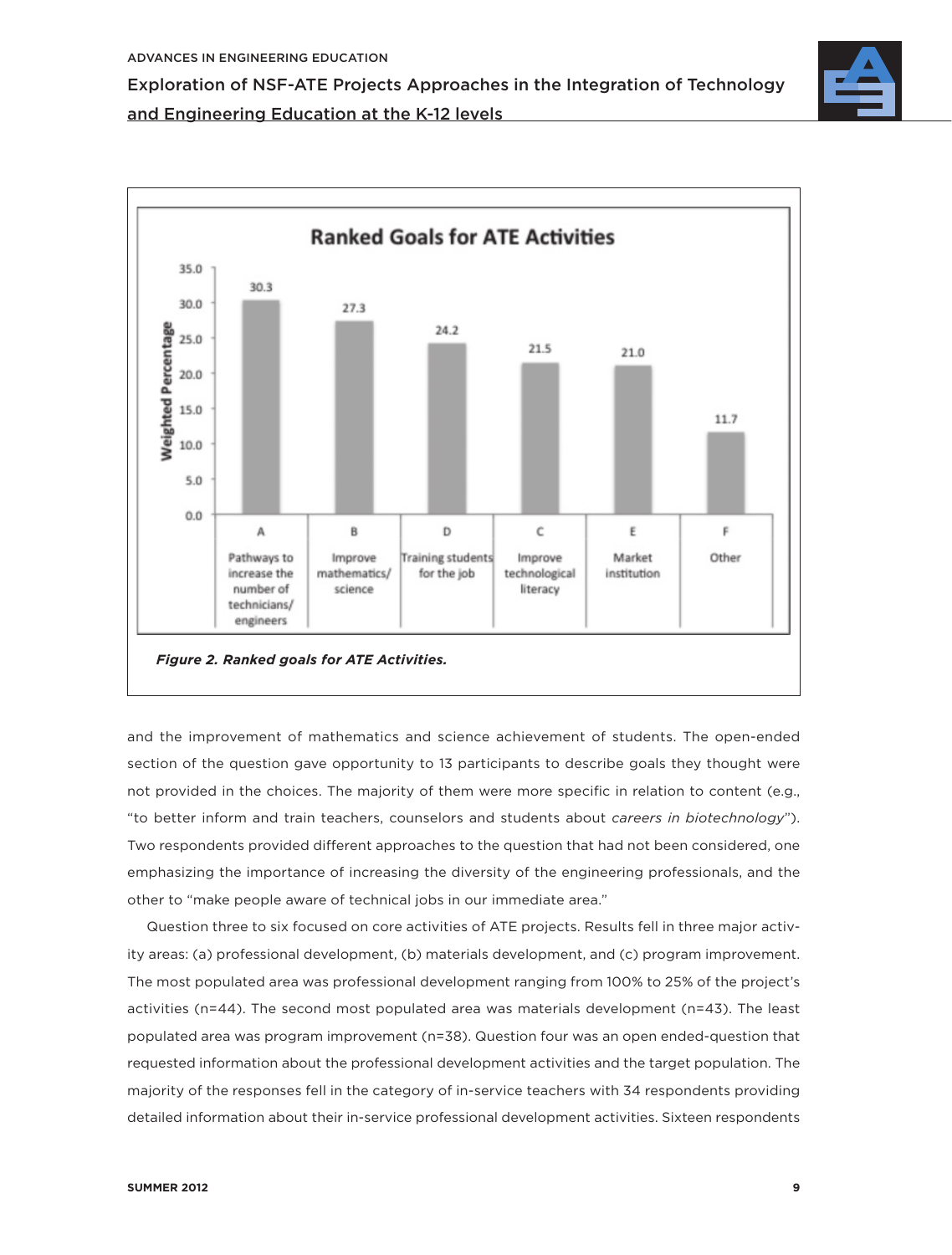**Figure 2. Ranked goals for ATE Activities.**

and the improvement of mathematics and science achievement of students. The open-ended section of the question gave opportunity to 13 participants to describe goals they thought were not provided in the choices. The majority of them were more specific in relation to content (e.g., "to better inform and train teachers, counselors and students about *careers in biotechnology*"). Two respondents provided different approaches to the question that had not been considered, one emphasizing the importance of increasing the diversity of the engineering professionals, and the other to "make people aware of technical jobs in our immediate area."

Question three to six focused on core activities of ATE projects. Results fell in three major activity areas: (a) professional development, (b) materials development, and (c) program improvement. The most populated area was professional development ranging from 100% to 25% of the project's activities (n=44). The second most populated area was materials development (n=43). The least populated area was program improvement (n=38). Question four was an open ended-question that requested information about the professional development activities and the target population. The majority of the responses fell in the category of in-service teachers with 34 respondents providing detailed information about their in-service professional development activities. Sixteen respondents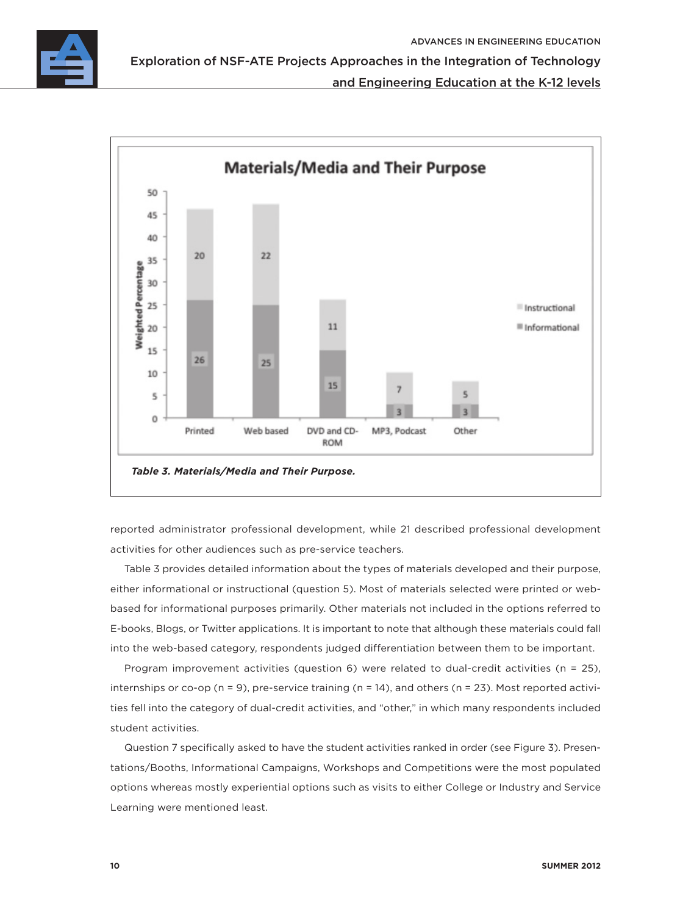Materials/Media and Their Purpose

| | Printed | Web based | DVD and CD-ROM | MP3, Podcast | Other |
|---|---|---|---|---|---|
| Instructional | 20 | 22 | 11 | 7 | 5 |
| Informational | 26 | 25 | 15 | 3 | 3 |

*Table 3. Materials/Media and Their Purpose.*

reported administrator professional development, while 21 described professional development activities for other audiences such as pre-service teachers.

Table 3 provides detailed information about the types of materials developed and their purpose, either informational or instructional (question 5). Most of materials selected were printed or web-based for informational purposes primarily. Other materials not included in the options referred to E-books, Blogs, or Twitter applications. It is important to note that although these materials could fall into the web-based category, respondents judged differentiation between them to be important.

Program improvement activities (question 6) were related to dual-credit activities (n = 25), internships or co-op (n = 9), pre-service training (n = 14), and others (n = 23). Most reported activities fell into the category of dual-credit activities, and "other," in which many respondents included student activities.

Question 7 specifically asked to have the student activities ranked in order (see Figure 3). Presentations/Booths, Informational Campaigns, Workshops and Competitions were the most populated options whereas mostly experiential options such as visits to either College or Industry and Service Learning were mentioned least.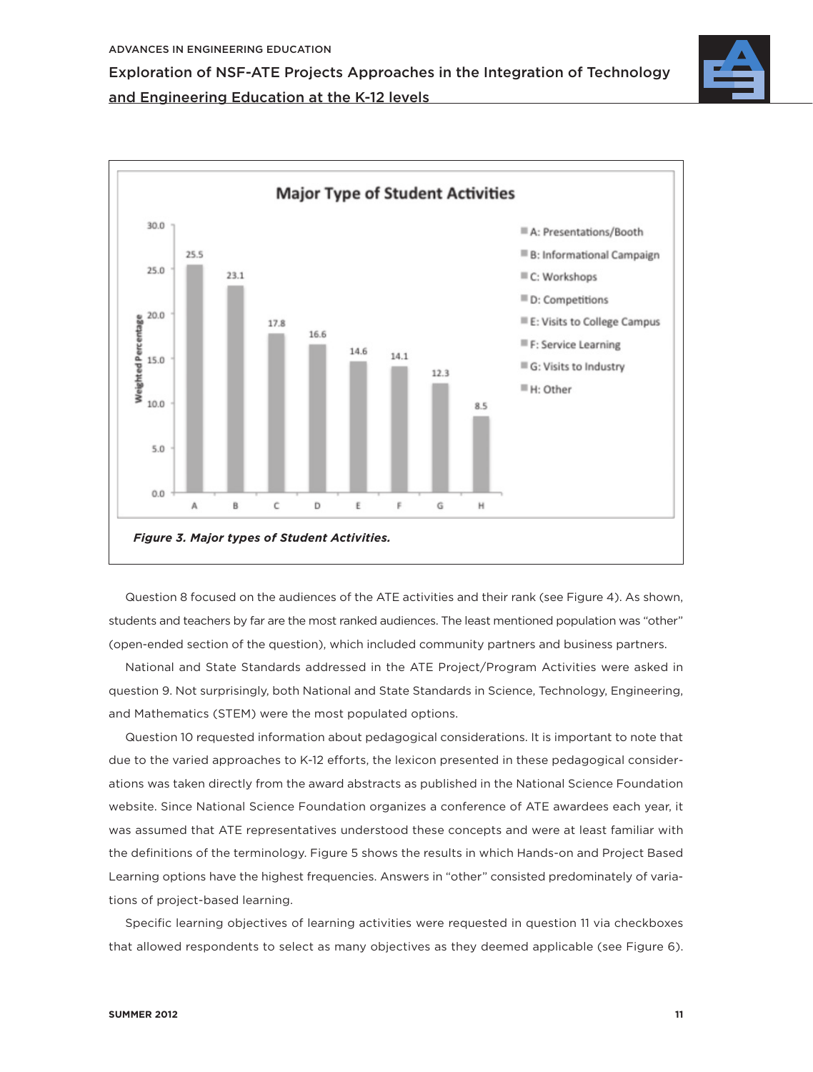**Major Type of Student Activities**

| | Activity | Weighted Percentage |
|---|---|---|
| A | Presentations/Booth | 25.5 |
| B | Informational Campaign | 23.1 |
| C | Workshops | 17.8 |
| D | Competitions | 16.6 |
| E | Visits to College Campus | 14.6 |
| F | Service Learning | 14.1 |
| G | Visits to Industry | 12.3 |
| H | Other | 8.5 |

***Figure 3. Major types of Student Activities.***

Question 8 focused on the audiences of the ATE activities and their rank (see Figure 4). As shown, students and teachers by far are the most ranked audiences. The least mentioned population was "other" (open-ended section of the question), which included community partners and business partners.

National and State Standards addressed in the ATE Project/Program Activities were asked in question 9. Not surprisingly, both National and State Standards in Science, Technology, Engineering, and Mathematics (STEM) were the most populated options.

Question 10 requested information about pedagogical considerations. It is important to note that due to the varied approaches to K-12 efforts, the lexicon presented in these pedagogical considerations was taken directly from the award abstracts as published in the National Science Foundation website. Since National Science Foundation organizes a conference of ATE awardees each year, it was assumed that ATE representatives understood these concepts and were at least familiar with the definitions of the terminology. Figure 5 shows the results in which Hands-on and Project Based Learning options have the highest frequencies. Answers in "other" consisted predominately of variations of project-based learning.

Specific learning objectives of learning activities were requested in question 11 via checkboxes that allowed respondents to select as many objectives as they deemed applicable (see Figure 6).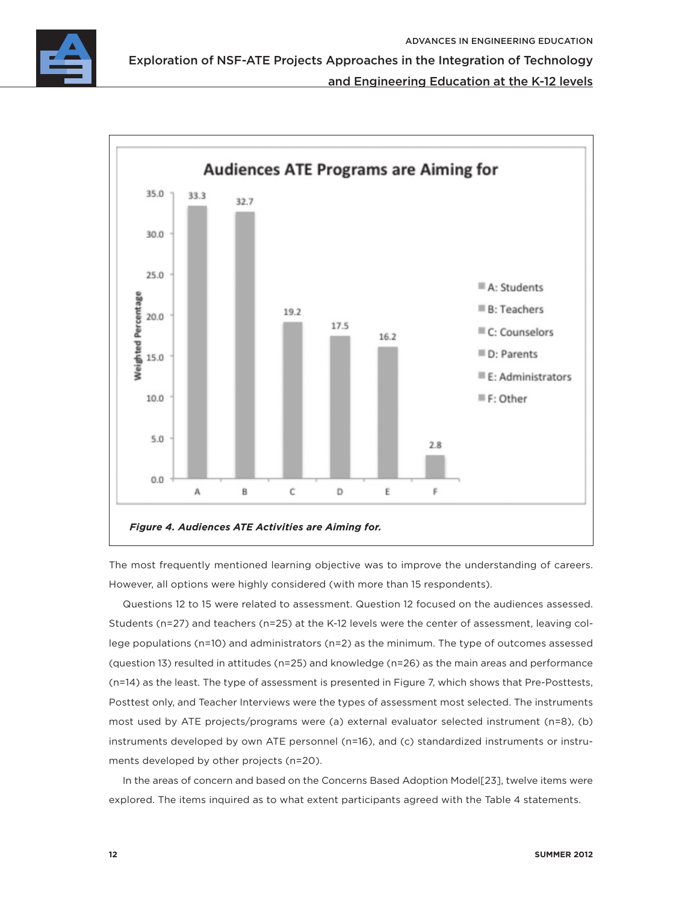**Figure 4. Audiences ATE Activities are Aiming for.**

The most frequently mentioned learning objective was to improve the understanding of careers. However, all options were highly considered (with more than 15 respondents).

Questions 12 to 15 were related to assessment. Question 12 focused on the audiences assessed. Students (n=27) and teachers (n=25) at the K-12 levels were the center of assessment, leaving college populations (n=10) and administrators (n=2) as the minimum. The type of outcomes assessed (question 13) resulted in attitudes (n=25) and knowledge (n=26) as the main areas and performance (n=14) as the least. The type of assessment is presented in Figure 7, which shows that Pre-Posttests, Posttest only, and Teacher Interviews were the types of assessment most selected. The instruments most used by ATE projects/programs were (a) external evaluator selected instrument (n=8), (b) instruments developed by own ATE personnel (n=16), and (c) standardized instruments or instruments developed by other projects (n=20).

In the areas of concern and based on the Concerns Based Adoption Model[23], twelve items were explored. The items inquired as to what extent participants agreed with the Table 4 statements.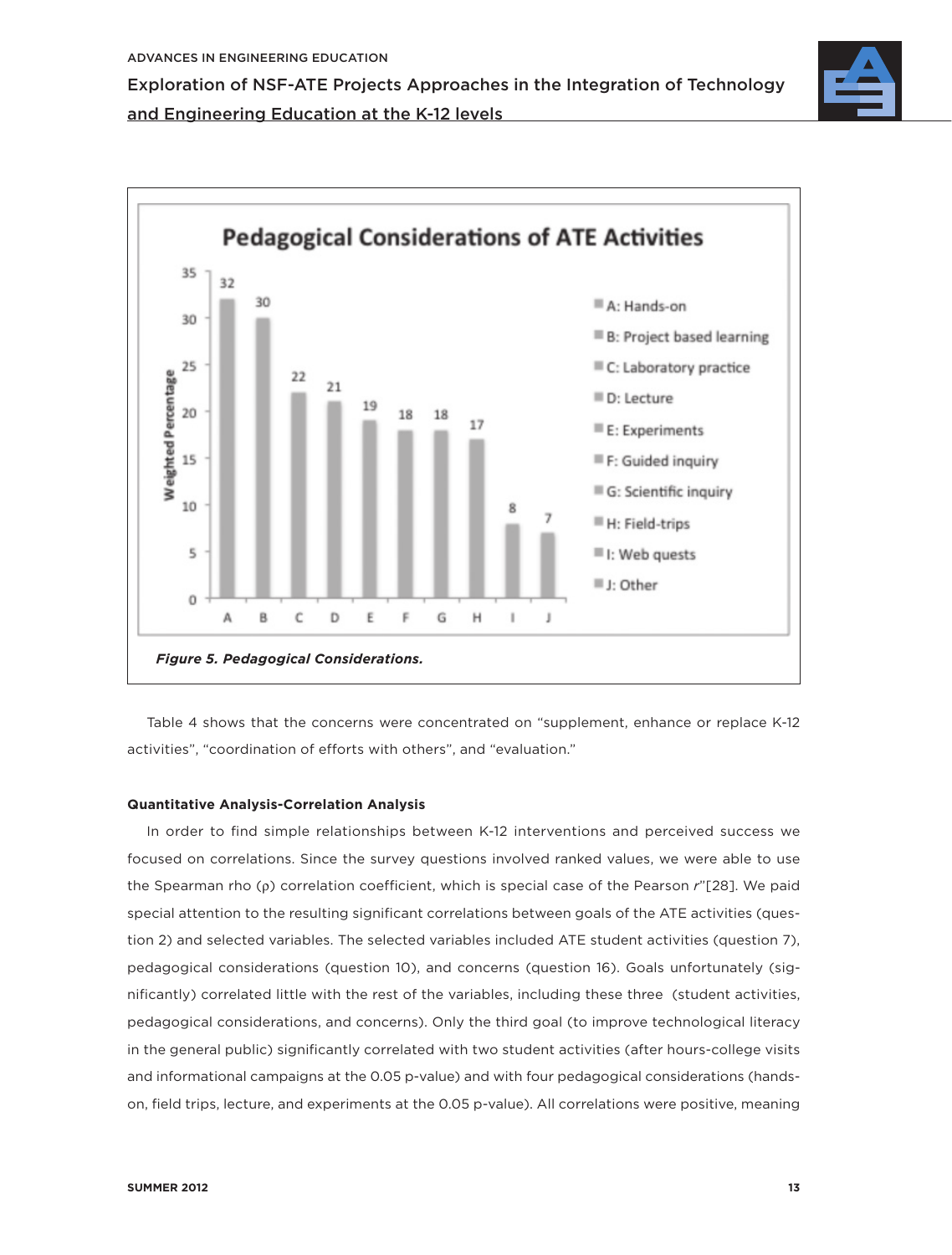**Figure 5. Pedagogical Considerations.**

Table 4 shows that the concerns were concentrated on "supplement, enhance or replace K-12 activities", "coordination of efforts with others", and "evaluation."

**Quantitative Analysis-Correlation Analysis**

In order to find simple relationships between K-12 interventions and perceived success we focused on correlations. Since the survey questions involved ranked values, we were able to use the Spearman rho (ρ) correlation coefficient, which is special case of the Pearson $r$"[28]. We paid special attention to the resulting significant correlations between goals of the ATE activities (question 2) and selected variables. The selected variables included ATE student activities (question 7), pedagogical considerations (question 10), and concerns (question 16). Goals unfortunately (significantly) correlated little with the rest of the variables, including these three (student activities, pedagogical considerations, and concerns). Only the third goal (to improve technological literacy in the general public) significantly correlated with two student activities (after hours-college visits and informational campaigns at the 0.05 p-value) and with four pedagogical considerations (hands-on, field trips, lecture, and experiments at the 0.05 p-value). All correlations were positive, meaning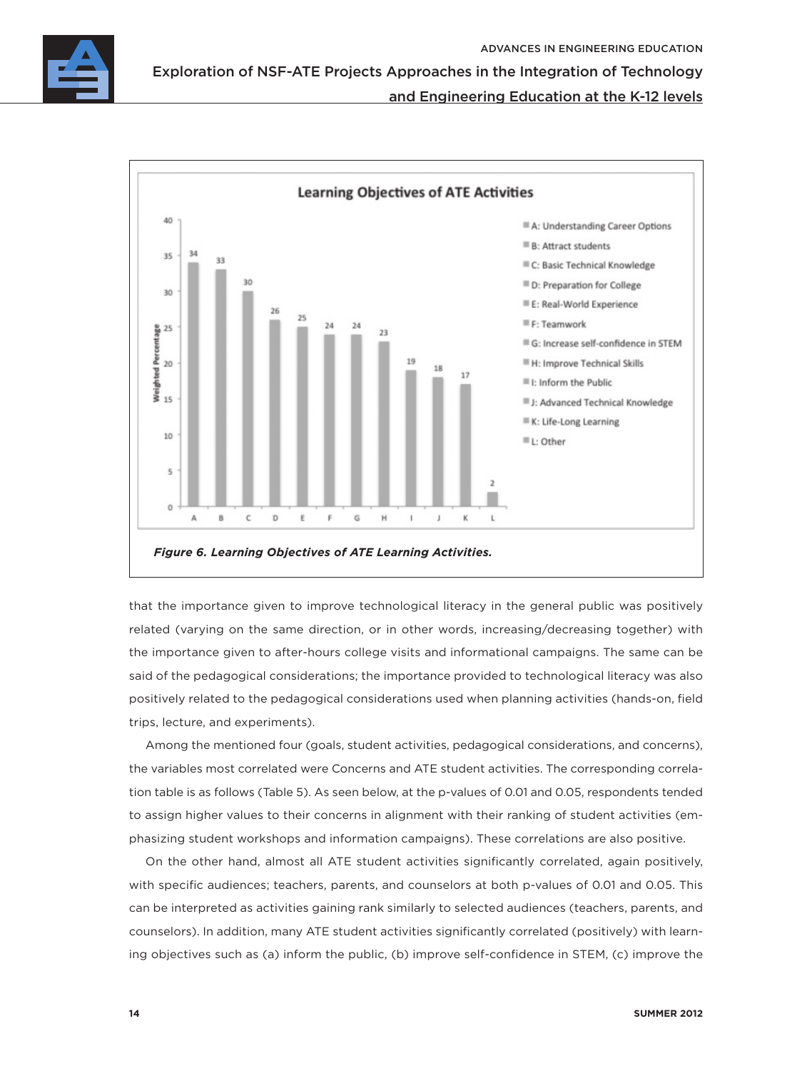**Figure 6. Learning Objectives of ATE Learning Activities.**

that the importance given to improve technological literacy in the general public was positively related (varying on the same direction, or in other words, increasing/decreasing together) with the importance given to after-hours college visits and informational campaigns. The same can be said of the pedagogical considerations; the importance provided to technological literacy was also positively related to the pedagogical considerations used when planning activities (hands-on, field trips, lecture, and experiments).

Among the mentioned four (goals, student activities, pedagogical considerations, and concerns), the variables most correlated were Concerns and ATE student activities. The corresponding correlation table is as follows (Table 5). As seen below, at the p-values of 0.01 and 0.05, respondents tended to assign higher values to their concerns in alignment with their ranking of student activities (emphasizing student workshops and information campaigns). These correlations are also positive.

On the other hand, almost all ATE student activities significantly correlated, again positively, with specific audiences; teachers, parents, and counselors at both p-values of 0.01 and 0.05. This can be interpreted as activities gaining rank similarly to selected audiences (teachers, parents, and counselors). In addition, many ATE student activities significantly correlated (positively) with learning objectives such as (a) inform the public, (b) improve self-confidence in STEM, (c) improve the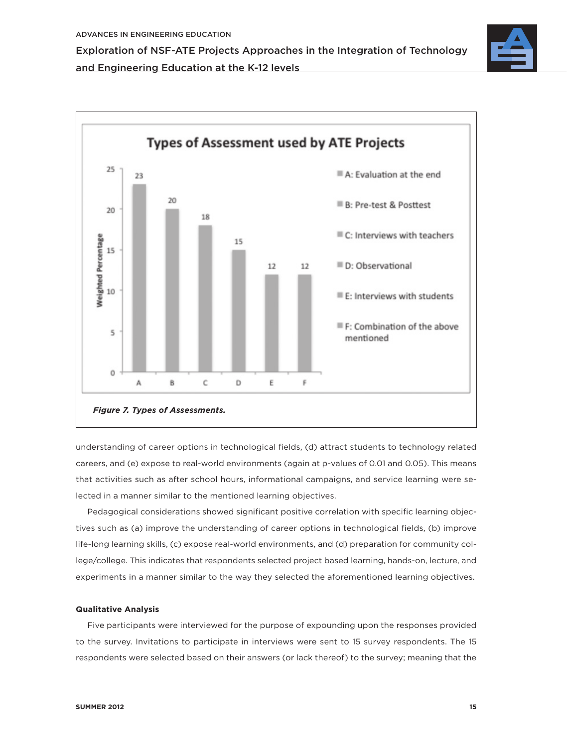Figure 7. Types of Assessments.

understanding of career options in technological fields, (d) attract students to technology related careers, and (e) expose to real-world environments (again at p-values of 0.01 and 0.05). This means that activities such as after school hours, informational campaigns, and service learning were selected in a manner similar to the mentioned learning objectives.

Pedagogical considerations showed significant positive correlation with specific learning objectives such as (a) improve the understanding of career options in technological fields, (b) improve life-long learning skills, (c) expose real-world environments, and (d) preparation for community college/college. This indicates that respondents selected project based learning, hands-on, lecture, and experiments in a manner similar to the way they selected the aforementioned learning objectives.

**Qualitative Analysis**

Five participants were interviewed for the purpose of expounding upon the responses provided to the survey. Invitations to participate in interviews were sent to 15 survey respondents. The 15 respondents were selected based on their answers (or lack thereof) to the survey; meaning that the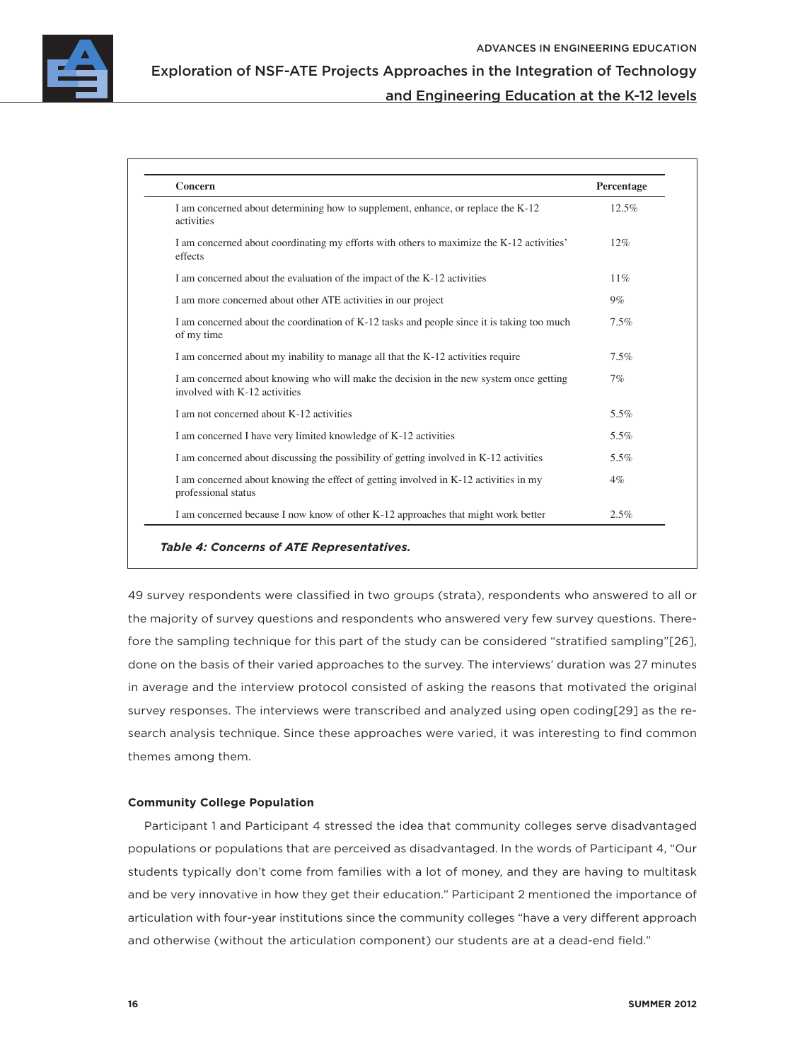| Concern | Percentage |
|---|---|
| I am concerned about determining how to supplement, enhance, or replace the K-12 activities | 12.5% |
| I am concerned about coordinating my efforts with others to maximize the K-12 activities' effects | 12% |
| I am concerned about the evaluation of the impact of the K-12 activities | 11% |
| I am more concerned about other ATE activities in our project | 9% |
| I am concerned about the coordination of K-12 tasks and people since it is taking too much of my time | 7.5% |
| I am concerned about my inability to manage all that the K-12 activities require | 7.5% |
| I am concerned about knowing who will make the decision in the new system once getting involved with K-12 activities | 7% |
| I am not concerned about K-12 activities | 5.5% |
| I am concerned I have very limited knowledge of K-12 activities | 5.5% |
| I am concerned about discussing the possibility of getting involved in K-12 activities | 5.5% |
| I am concerned about knowing the effect of getting involved in K-12 activities in my professional status | 4% |
| I am concerned because I now know of other K-12 approaches that might work better | 2.5% |

*Table 4: Concerns of ATE Representatives.*

49 survey respondents were classified in two groups (strata), respondents who answered to all or the majority of survey questions and respondents who answered very few survey questions. Therefore the sampling technique for this part of the study can be considered "stratified sampling"[26], done on the basis of their varied approaches to the survey. The interviews' duration was 27 minutes in average and the interview protocol consisted of asking the reasons that motivated the original survey responses. The interviews were transcribed and analyzed using open coding[29] as the research analysis technique. Since these approaches were varied, it was interesting to find common themes among them.

### Community College Population

Participant 1 and Participant 4 stressed the idea that community colleges serve disadvantaged populations or populations that are perceived as disadvantaged. In the words of Participant 4, "Our students typically don't come from families with a lot of money, and they are having to multitask and be very innovative in how they get their education." Participant 2 mentioned the importance of articulation with four-year institutions since the community colleges "have a very different approach and otherwise (without the articulation component) our students are at a dead-end field."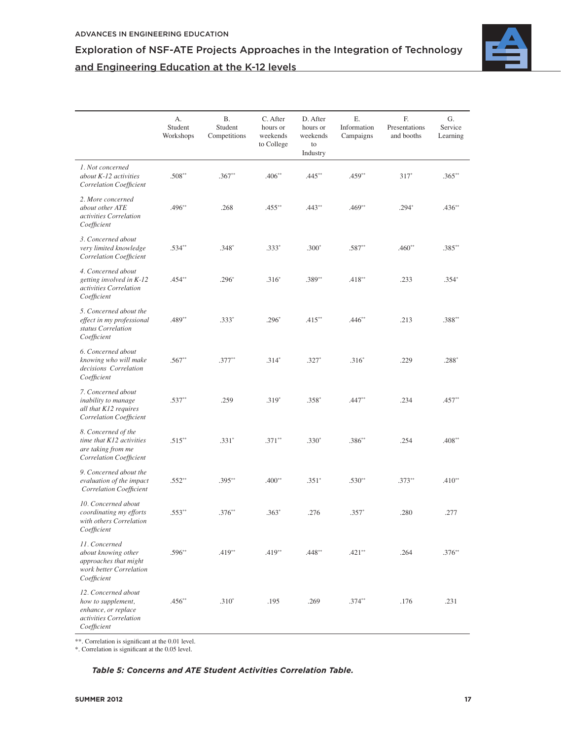| | A. Student Workshops | B. Student Competitions | C. After hours or weekends to College | D. After hours or weekends to Industry | E. Information Campaigns | F. Presentations and booths | G. Service Learning |
|---|---|---|---|---|---|---|---|
| *1. Not concerned about K-12 activities Correlation Coefficient* | .508** | .367** | .406** | .445** | .459** | 317* | .365** |
| *2. More concerned about other ATE activities Correlation Coefficient* | .496** | .268 | .455** | .443** | .469** | .294* | .436** |
| *3. Concerned about very limited knowledge Correlation Coefficient* | .534** | .348* | .333* | .300* | .587** | .460** | .385** |
| *4. Concerned about getting involved in K-12 activities Correlation Coefficient* | .454** | .296* | .316* | .389** | .418** | .233 | .354* |
| *5. Concerned about the effect in my professional status Correlation Coefficient* | .489** | .333* | .296* | .415** | .446** | .213 | .388** |
| *6. Concerned about knowing who will make decisions Correlation Coefficient* | .567** | .377** | .314* | .327* | .316* | .229 | .288* |
| *7. Concerned about inability to manage all that K12 requires Correlation Coefficient* | .537** | .259 | .319* | .358* | .447** | .234 | .457** |
| *8. Concerned of the time that K12 activities are taking from me Correlation Coefficient* | .515** | .331* | .371** | .330* | .386** | .254 | .408** |
| *9. Concerned about the evaluation of the impact Correlation Coefficient* | .552** | .395** | .400** | .351* | .530** | .373** | .410** |
| *10. Concerned about coordinating my efforts with others Correlation Coefficient* | .553** | .376** | .363* | .276 | .357* | .280 | .277 |
| *11. Concerned about knowing other approaches that might work better Correlation Coefficient* | .596** | .419** | .419** | .448** | .421** | .264 | .376** |
| *12. Concerned about how to supplement, enhance, or replace activities Correlation Coefficient* | .456** | .310* | .195 | .269 | .374** | .176 | .231 |

**. Correlation is significant at the 0.01 level.
*. Correlation is significant at the 0.05 level.

***Table 5: Concerns and ATE Student Activities Correlation Table.***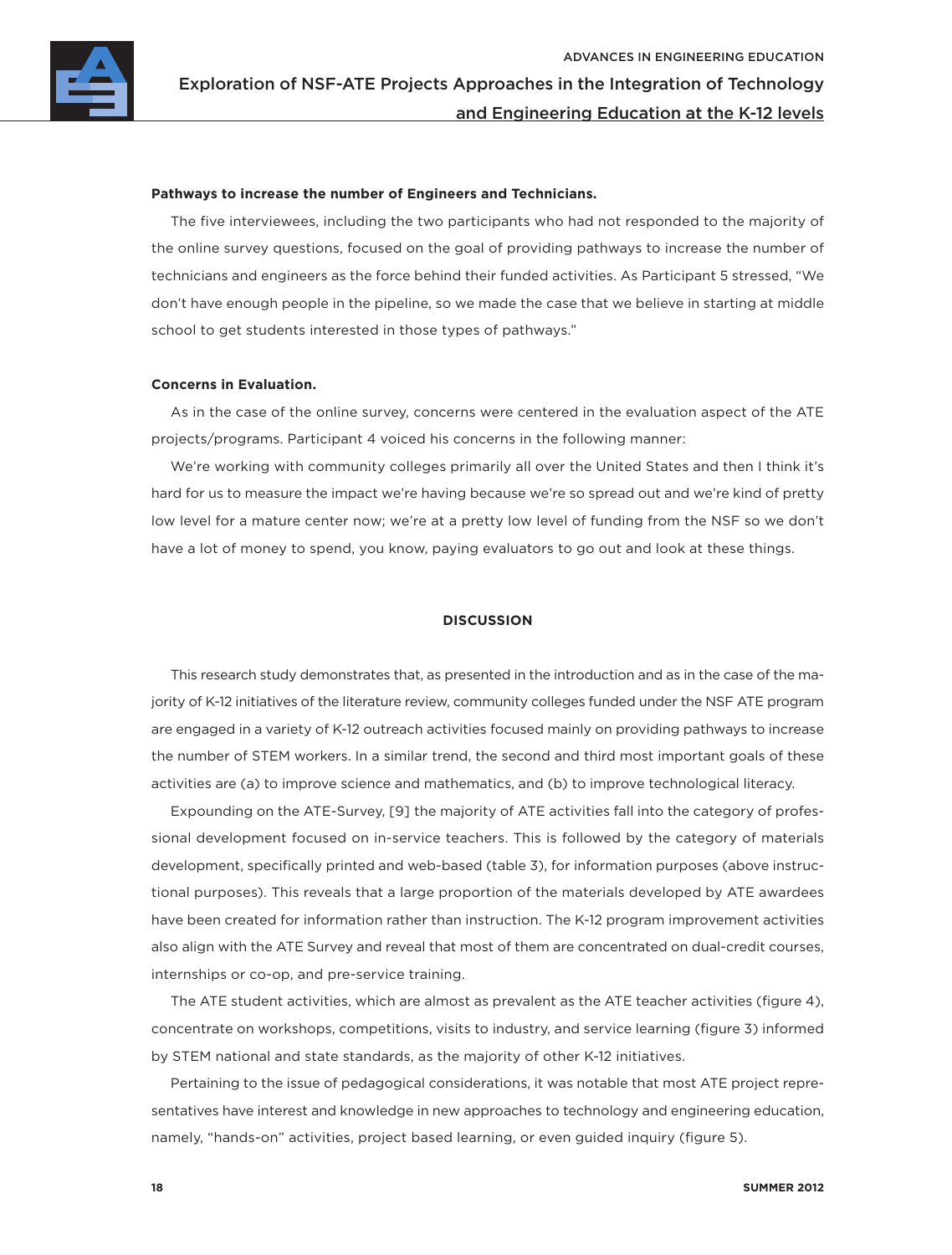**Pathways to increase the number of Engineers and Technicians.**

The five interviewees, including the two participants who had not responded to the majority of the online survey questions, focused on the goal of providing pathways to increase the number of technicians and engineers as the force behind their funded activities. As Participant 5 stressed, "We don't have enough people in the pipeline, so we made the case that we believe in starting at middle school to get students interested in those types of pathways."

**Concerns in Evaluation.**

As in the case of the online survey, concerns were centered in the evaluation aspect of the ATE projects/programs. Participant 4 voiced his concerns in the following manner:

We're working with community colleges primarily all over the United States and then I think it's hard for us to measure the impact we're having because we're so spread out and we're kind of pretty low level for a mature center now; we're at a pretty low level of funding from the NSF so we don't have a lot of money to spend, you know, paying evaluators to go out and look at these things.

## DISCUSSION

This research study demonstrates that, as presented in the introduction and as in the case of the majority of K-12 initiatives of the literature review, community colleges funded under the NSF ATE program are engaged in a variety of K-12 outreach activities focused mainly on providing pathways to increase the number of STEM workers. In a similar trend, the second and third most important goals of these activities are (a) to improve science and mathematics, and (b) to improve technological literacy.

Expounding on the ATE-Survey, [9] the majority of ATE activities fall into the category of professional development focused on in-service teachers. This is followed by the category of materials development, specifically printed and web-based (table 3), for information purposes (above instructional purposes). This reveals that a large proportion of the materials developed by ATE awardees have been created for information rather than instruction. The K-12 program improvement activities also align with the ATE Survey and reveal that most of them are concentrated on dual-credit courses, internships or co-op, and pre-service training.

The ATE student activities, which are almost as prevalent as the ATE teacher activities (figure 4), concentrate on workshops, competitions, visits to industry, and service learning (figure 3) informed by STEM national and state standards, as the majority of other K-12 initiatives.

Pertaining to the issue of pedagogical considerations, it was notable that most ATE project representatives have interest and knowledge in new approaches to technology and engineering education, namely, "hands-on" activities, project based learning, or even guided inquiry (figure 5).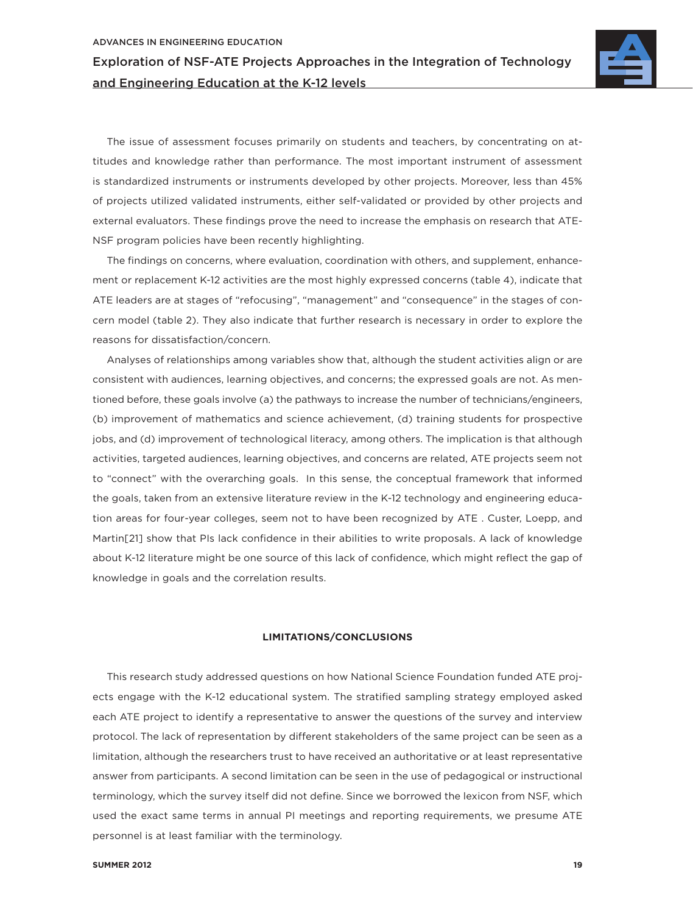The issue of assessment focuses primarily on students and teachers, by concentrating on attitudes and knowledge rather than performance. The most important instrument of assessment is standardized instruments or instruments developed by other projects. Moreover, less than 45% of projects utilized validated instruments, either self-validated or provided by other projects and external evaluators. These findings prove the need to increase the emphasis on research that ATE-NSF program policies have been recently highlighting.

The findings on concerns, where evaluation, coordination with others, and supplement, enhancement or replacement K-12 activities are the most highly expressed concerns (table 4), indicate that ATE leaders are at stages of "refocusing", "management" and "consequence" in the stages of concern model (table 2). They also indicate that further research is necessary in order to explore the reasons for dissatisfaction/concern.

Analyses of relationships among variables show that, although the student activities align or are consistent with audiences, learning objectives, and concerns; the expressed goals are not. As mentioned before, these goals involve (a) the pathways to increase the number of technicians/engineers, (b) improvement of mathematics and science achievement, (d) training students for prospective jobs, and (d) improvement of technological literacy, among others. The implication is that although activities, targeted audiences, learning objectives, and concerns are related, ATE projects seem not to "connect" with the overarching goals. In this sense, the conceptual framework that informed the goals, taken from an extensive literature review in the K-12 technology and engineering education areas for four-year colleges, seem not to have been recognized by ATE . Custer, Loepp, and Martin[21] show that PIs lack confidence in their abilities to write proposals. A lack of knowledge about K-12 literature might be one source of this lack of confidence, which might reflect the gap of knowledge in goals and the correlation results.

## LIMITATIONS/CONCLUSIONS

This research study addressed questions on how National Science Foundation funded ATE projects engage with the K-12 educational system. The stratified sampling strategy employed asked each ATE project to identify a representative to answer the questions of the survey and interview protocol. The lack of representation by different stakeholders of the same project can be seen as a limitation, although the researchers trust to have received an authoritative or at least representative answer from participants. A second limitation can be seen in the use of pedagogical or instructional terminology, which the survey itself did not define. Since we borrowed the lexicon from NSF, which used the exact same terms in annual PI meetings and reporting requirements, we presume ATE personnel is at least familiar with the terminology.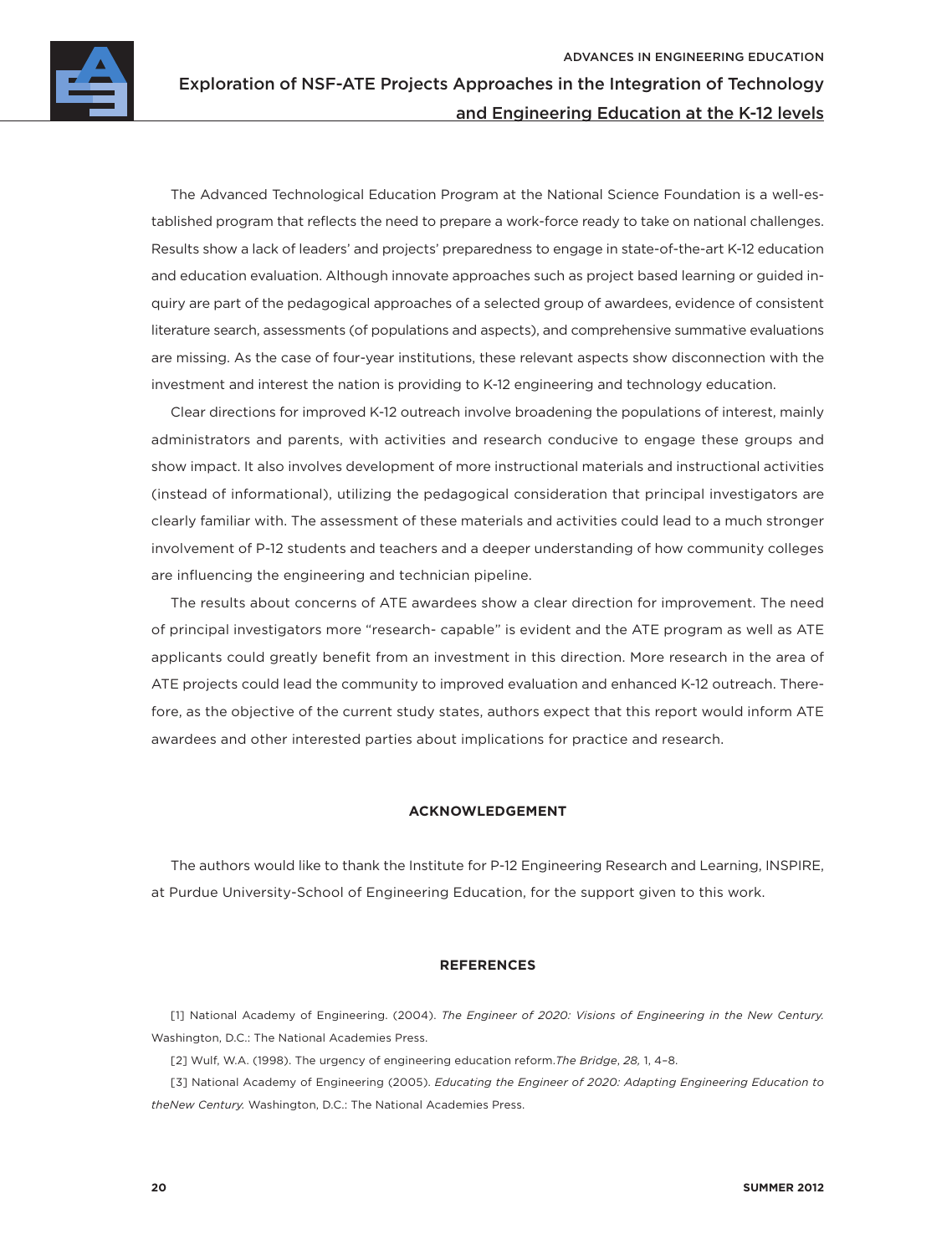The Advanced Technological Education Program at the National Science Foundation is a well-established program that reflects the need to prepare a work-force ready to take on national challenges. Results show a lack of leaders' and projects' preparedness to engage in state-of-the-art K-12 education and education evaluation. Although innovate approaches such as project based learning or guided inquiry are part of the pedagogical approaches of a selected group of awardees, evidence of consistent literature search, assessments (of populations and aspects), and comprehensive summative evaluations are missing. As the case of four-year institutions, these relevant aspects show disconnection with the investment and interest the nation is providing to K-12 engineering and technology education.

Clear directions for improved K-12 outreach involve broadening the populations of interest, mainly administrators and parents, with activities and research conducive to engage these groups and show impact. It also involves development of more instructional materials and instructional activities (instead of informational), utilizing the pedagogical consideration that principal investigators are clearly familiar with. The assessment of these materials and activities could lead to a much stronger involvement of P-12 students and teachers and a deeper understanding of how community colleges are influencing the engineering and technician pipeline.

The results about concerns of ATE awardees show a clear direction for improvement. The need of principal investigators more "research- capable" is evident and the ATE program as well as ATE applicants could greatly benefit from an investment in this direction. More research in the area of ATE projects could lead the community to improved evaluation and enhanced K-12 outreach. Therefore, as the objective of the current study states, authors expect that this report would inform ATE awardees and other interested parties about implications for practice and research.

## ACKNOWLEDGEMENT

The authors would like to thank the Institute for P-12 Engineering Research and Learning, INSPIRE, at Purdue University-School of Engineering Education, for the support given to this work.

## REFERENCES

[1] National Academy of Engineering. (2004). *The Engineer of 2020: Visions of Engineering in the New Century.* Washington, D.C.: The National Academies Press.

[2] Wulf, W.A. (1998). The urgency of engineering education reform.*The Bridge*, *28,* 1, 4–8.

[3] National Academy of Engineering (2005). *Educating the Engineer of 2020: Adapting Engineering Education to theNew Century.* Washington, D.C.: The National Academies Press.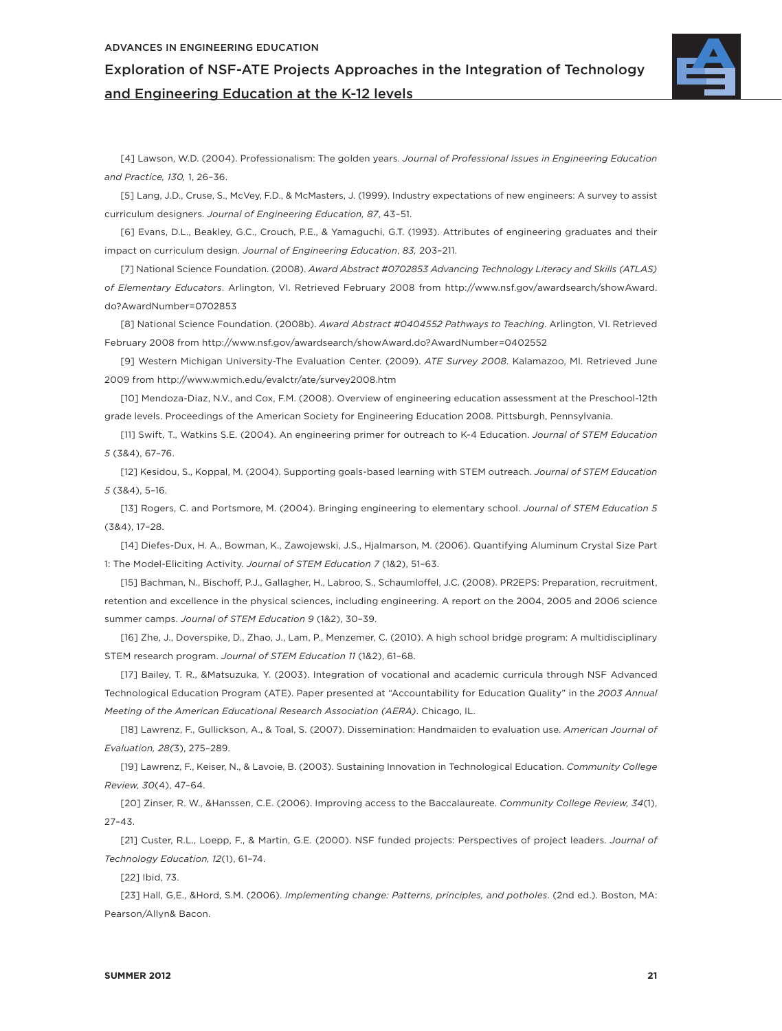[4] Lawson, W.D. (2004). Professionalism: The golden years. *Journal of Professional Issues in Engineering Education and Practice, 130,* 1, 26–36.

[5] Lang, J.D., Cruse, S., McVey, F.D., & McMasters, J. (1999). Industry expectations of new engineers: A survey to assist curriculum designers. *Journal of Engineering Education, 87*, 43–51.

[6] Evans, D.L., Beakley, G.C., Crouch, P.E., & Yamaguchi, G.T. (1993). Attributes of engineering graduates and their impact on curriculum design. *Journal of Engineering Education*, *83,* 203–211.

[7] National Science Foundation. (2008). *Award Abstract #0702853 Advancing Technology Literacy and Skills (ATLAS) of Elementary Educators*. Arlington, VI. Retrieved February 2008 from http://www.nsf.gov/awardsearch/showAward.do?AwardNumber=0702853

[8] National Science Foundation. (2008b). *Award Abstract #0404552 Pathways to Teaching*. Arlington, VI. Retrieved February 2008 from http://www.nsf.gov/awardsearch/showAward.do?AwardNumber=0402552

[9] Western Michigan University-The Evaluation Center. (2009). *ATE Survey 2008*. Kalamazoo, MI. Retrieved June 2009 from http://www.wmich.edu/evalctr/ate/survey2008.htm

[10] Mendoza-Diaz, N.V., and Cox, F.M. (2008). Overview of engineering education assessment at the Preschool-12th grade levels. Proceedings of the American Society for Engineering Education 2008. Pittsburgh, Pennsylvania.

[11] Swift, T., Watkins S.E. (2004). An engineering primer for outreach to K-4 Education. *Journal of STEM Education 5* (3&4), 67–76.

[12] Kesidou, S., Koppal, M. (2004). Supporting goals-based learning with STEM outreach. *Journal of STEM Education 5* (3&4), 5–16.

[13] Rogers, C. and Portsmore, M. (2004). Bringing engineering to elementary school. *Journal of STEM Education 5* (3&4), 17–28.

[14] Diefes-Dux, H. A., Bowman, K., Zawojewski, J.S., Hjalmarson, M. (2006). Quantifying Aluminum Crystal Size Part 1: The Model-Eliciting Activity. *Journal of STEM Education 7* (1&2), 51–63.

[15] Bachman, N., Bischoff, P.J., Gallagher, H., Labroo, S., Schaumloffel, J.C. (2008). PR2EPS: Preparation, recruitment, retention and excellence in the physical sciences, including engineering. A report on the 2004, 2005 and 2006 science summer camps. *Journal of STEM Education 9* (1&2), 30–39.

[16] Zhe, J., Doverspike, D., Zhao, J., Lam, P., Menzemer, C. (2010). A high school bridge program: A multidisciplinary STEM research program. *Journal of STEM Education 11* (1&2), 61–68.

[17] Bailey, T. R., &Matsuzuka, Y. (2003). Integration of vocational and academic curricula through NSF Advanced Technological Education Program (ATE). Paper presented at "Accountability for Education Quality" in the *2003 Annual Meeting of the American Educational Research Association (AERA)*. Chicago, IL.

[18] Lawrenz, F., Gullickson, A., & Toal, S. (2007). Dissemination: Handmaiden to evaluation use. *American Journal of Evaluation, 28(*3), 275–289.

[19] Lawrenz, F., Keiser, N., & Lavoie, B. (2003). Sustaining Innovation in Technological Education. *Community College Review, 30*(4), 47–64.

[20] Zinser, R. W., &Hanssen, C.E. (2006). Improving access to the Baccalaureate. *Community College Review, 34*(1), 27–43.

[21] Custer, R.L., Loepp, F., & Martin, G.E. (2000). NSF funded projects: Perspectives of project leaders. *Journal of Technology Education, 12*(1), 61–74.

[22] Ibid, 73.

[23] Hall, G,E., &Hord, S.M. (2006). *Implementing change: Patterns, principles, and potholes*. (2nd ed.). Boston, MA: Pearson/Allyn& Bacon.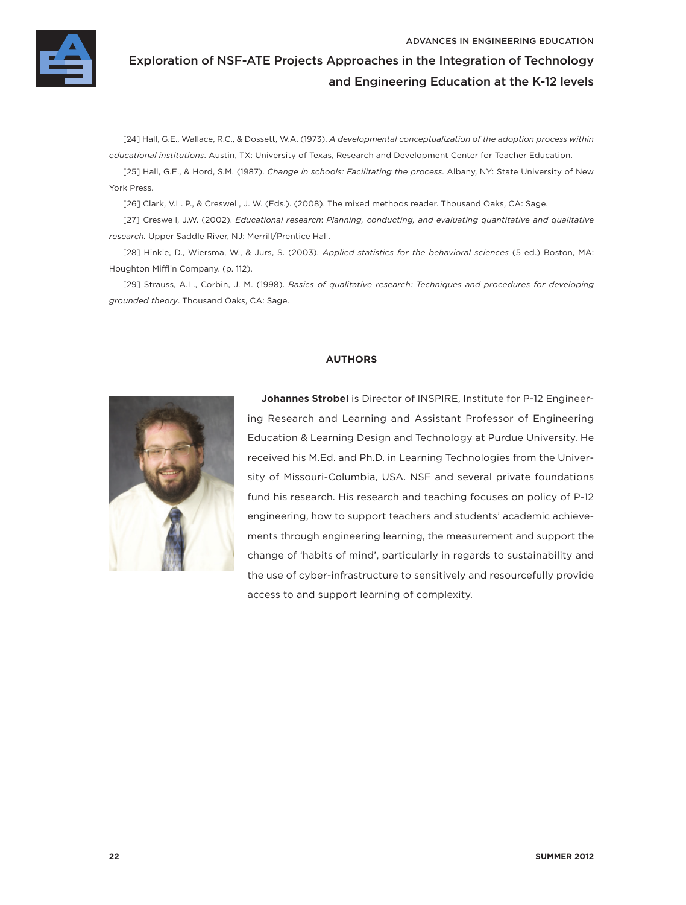[24] Hall, G.E., Wallace, R.C., & Dossett, W.A. (1973). *A developmental conceptualization of the adoption process within educational institutions*. Austin, TX: University of Texas, Research and Development Center for Teacher Education.

[25] Hall, G.E., & Hord, S.M. (1987). *Change in schools: Facilitating the process.* Albany, NY: State University of New York Press.

[26] Clark, V.L. P., & Creswell, J. W. (Eds.). (2008). The mixed methods reader. Thousand Oaks, CA: Sage.

[27] Creswell, J.W. (2002). *Educational research*: *Planning, conducting, and evaluating quantitative and qualitative research.* Upper Saddle River, NJ: Merrill/Prentice Hall.

[28] Hinkle, D., Wiersma, W., & Jurs, S. (2003). *Applied statistics for the behavioral sciences* (5 ed.) Boston, MA: Houghton Mifflin Company. (p. 112).

[29] Strauss, A.L., Corbin, J. M. (1998). *Basics of qualitative research: Techniques and procedures for developing grounded theory*. Thousand Oaks, CA: Sage.

## AUTHORS

**Johannes Strobel** is Director of INSPIRE, Institute for P-12 Engineering Research and Learning and Assistant Professor of Engineering Education & Learning Design and Technology at Purdue University. He received his M.Ed. and Ph.D. in Learning Technologies from the University of Missouri-Columbia, USA. NSF and several private foundations fund his research. His research and teaching focuses on policy of P-12 engineering, how to support teachers and students' academic achievements through engineering learning, the measurement and support the change of 'habits of mind', particularly in regards to sustainability and the use of cyber-infrastructure to sensitively and resourcefully provide access to and support learning of complexity.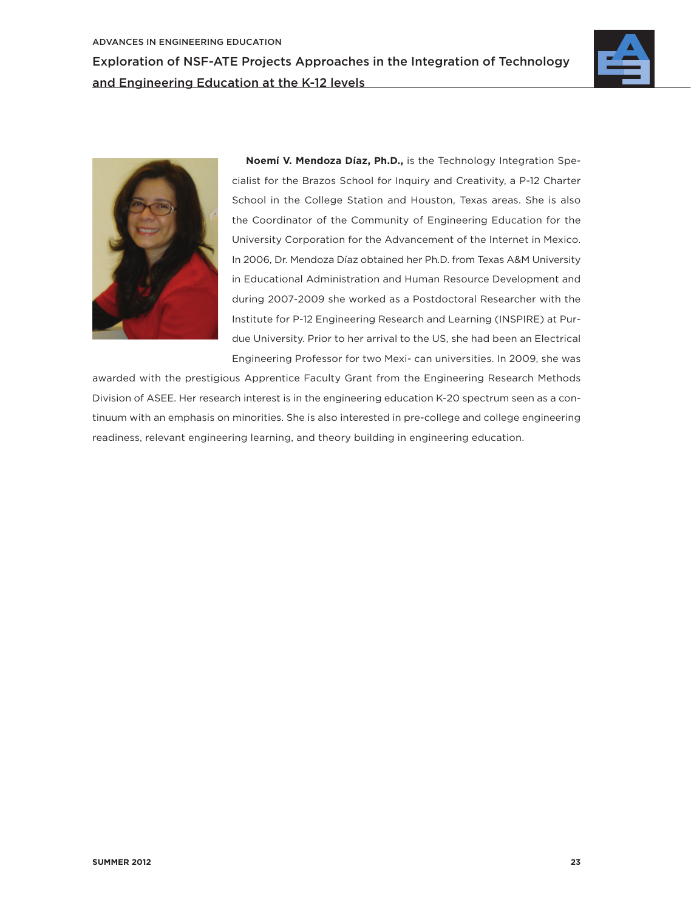**Noemí V. Mendoza Díaz, Ph.D.,** is the Technology Integration Specialist for the Brazos School for Inquiry and Creativity, a P-12 Charter School in the College Station and Houston, Texas areas. She is also the Coordinator of the Community of Engineering Education for the University Corporation for the Advancement of the Internet in Mexico. In 2006, Dr. Mendoza Díaz obtained her Ph.D. from Texas A&M University in Educational Administration and Human Resource Development and during 2007-2009 she worked as a Postdoctoral Researcher with the Institute for P-12 Engineering Research and Learning (INSPIRE) at Purdue University. Prior to her arrival to the US, she had been an Electrical Engineering Professor for two Mexi- can universities. In 2009, she was awarded with the prestigious Apprentice Faculty Grant from the Engineering Research Methods Division of ASEE. Her research interest is in the engineering education K-20 spectrum seen as a continuum with an emphasis on minorities. She is also interested in pre-college and college engineering readiness, relevant engineering learning, and theory building in engineering education.